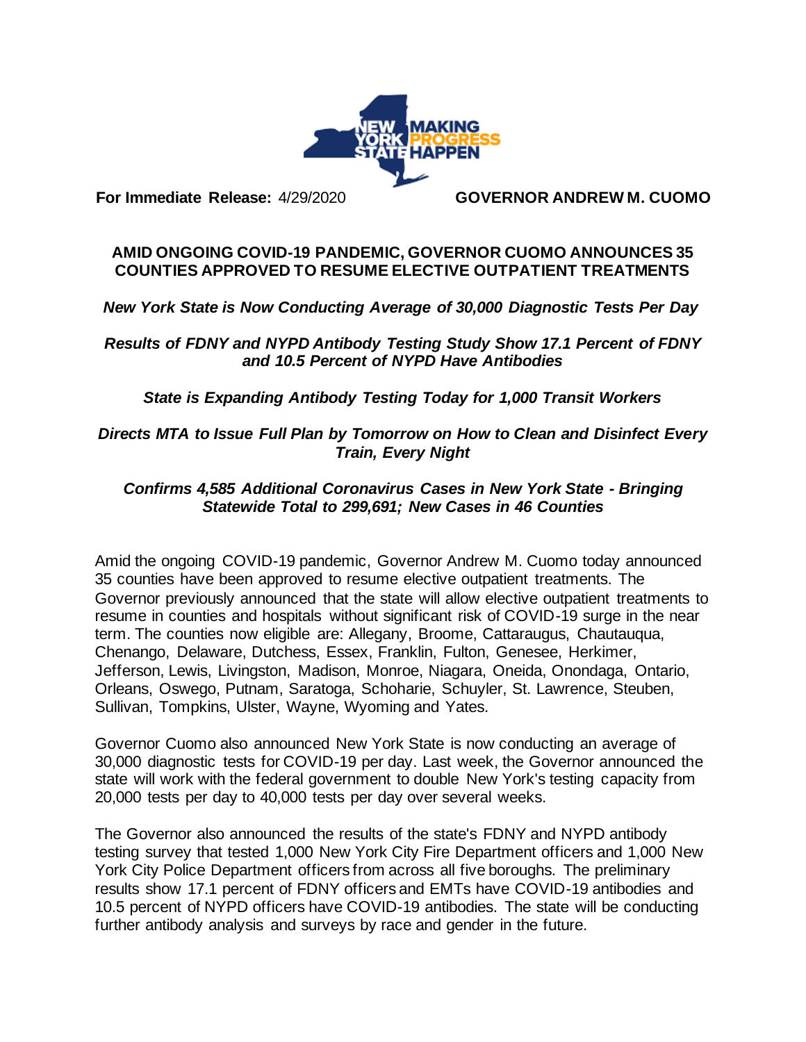**For Immediate Release:** 4/29/2020 **GOVERNOR ANDREW M. CUOMO**

## AMID ONGOING COVID-19 PANDEMIC, GOVERNOR CUOMO ANNOUNCES 35 COUNTIES APPROVED TO RESUME ELECTIVE OUTPATIENT TREATMENTS

***New York State is Now Conducting Average of 30,000 Diagnostic Tests Per Day***

***Results of FDNY and NYPD Antibody Testing Study Show 17.1 Percent of FDNY and 10.5 Percent of NYPD Have Antibodies***

***State is Expanding Antibody Testing Today for 1,000 Transit Workers***

***Directs MTA to Issue Full Plan by Tomorrow on How to Clean and Disinfect Every Train, Every Night***

***Confirms 4,585 Additional Coronavirus Cases in New York State - Bringing Statewide Total to 299,691; New Cases in 46 Counties***

Amid the ongoing COVID-19 pandemic, Governor Andrew M. Cuomo today announced 35 counties have been approved to resume elective outpatient treatments. The Governor previously announced that the state will allow elective outpatient treatments to resume in counties and hospitals without significant risk of COVID-19 surge in the near term. The counties now eligible are: Allegany, Broome, Cattaraugus, Chautauqua, Chenango, Delaware, Dutchess, Essex, Franklin, Fulton, Genesee, Herkimer, Jefferson, Lewis, Livingston, Madison, Monroe, Niagara, Oneida, Onondaga, Ontario, Orleans, Oswego, Putnam, Saratoga, Schoharie, Schuyler, St. Lawrence, Steuben, Sullivan, Tompkins, Ulster, Wayne, Wyoming and Yates.

Governor Cuomo also announced New York State is now conducting an average of 30,000 diagnostic tests for COVID-19 per day. Last week, the Governor announced the state will work with the federal government to double New York's testing capacity from 20,000 tests per day to 40,000 tests per day over several weeks.

The Governor also announced the results of the state's FDNY and NYPD antibody testing survey that tested 1,000 New York City Fire Department officers and 1,000 New York City Police Department officers from across all five boroughs. The preliminary results show 17.1 percent of FDNY officers and EMTs have COVID-19 antibodies and 10.5 percent of NYPD officers have COVID-19 antibodies. The state will be conducting further antibody analysis and surveys by race and gender in the future.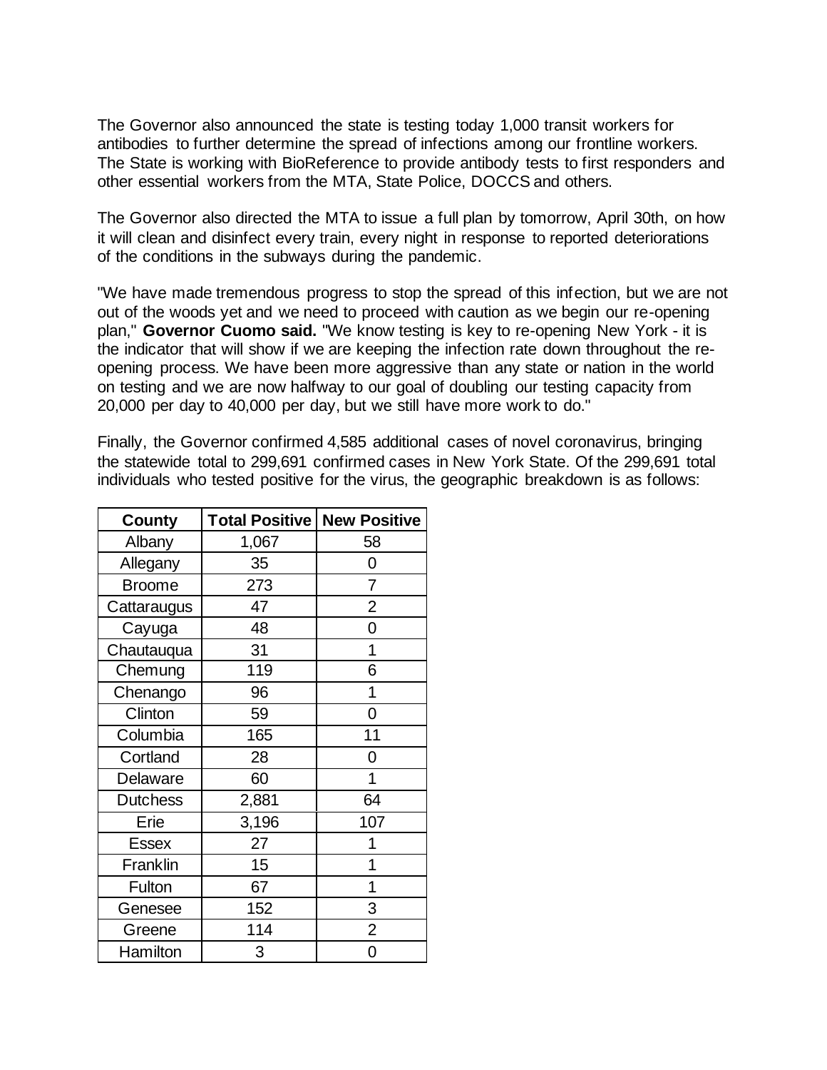The Governor also announced the state is testing today 1,000 transit workers for antibodies to further determine the spread of infections among our frontline workers. The State is working with BioReference to provide antibody tests to first responders and other essential workers from the MTA, State Police, DOCCS and others.

The Governor also directed the MTA to issue a full plan by tomorrow, April 30th, on how it will clean and disinfect every train, every night in response to reported deteriorations of the conditions in the subways during the pandemic.

"We have made tremendous progress to stop the spread of this infection, but we are not out of the woods yet and we need to proceed with caution as we begin our re-opening plan," **Governor Cuomo said.** "We know testing is key to re-opening New York - it is the indicator that will show if we are keeping the infection rate down throughout the re-opening process. We have been more aggressive than any state or nation in the world on testing and we are now halfway to our goal of doubling our testing capacity from 20,000 per day to 40,000 per day, but we still have more work to do."

Finally, the Governor confirmed 4,585 additional cases of novel coronavirus, bringing the statewide total to 299,691 confirmed cases in New York State. Of the 299,691 total individuals who tested positive for the virus, the geographic breakdown is as follows:

| County | Total Positive | New Positive |
|---|---|---|
| Albany | 1,067 | 58 |
| Allegany | 35 | 0 |
| Broome | 273 | 7 |
| Cattaraugus | 47 | 2 |
| Cayuga | 48 | 0 |
| Chautauqua | 31 | 1 |
| Chemung | 119 | 6 |
| Chenango | 96 | 1 |
| Clinton | 59 | 0 |
| Columbia | 165 | 11 |
| Cortland | 28 | 0 |
| Delaware | 60 | 1 |
| Dutchess | 2,881 | 64 |
| Erie | 3,196 | 107 |
| Essex | 27 | 1 |
| Franklin | 15 | 1 |
| Fulton | 67 | 1 |
| Genesee | 152 | 3 |
| Greene | 114 | 2 |
| Hamilton | 3 | 0 |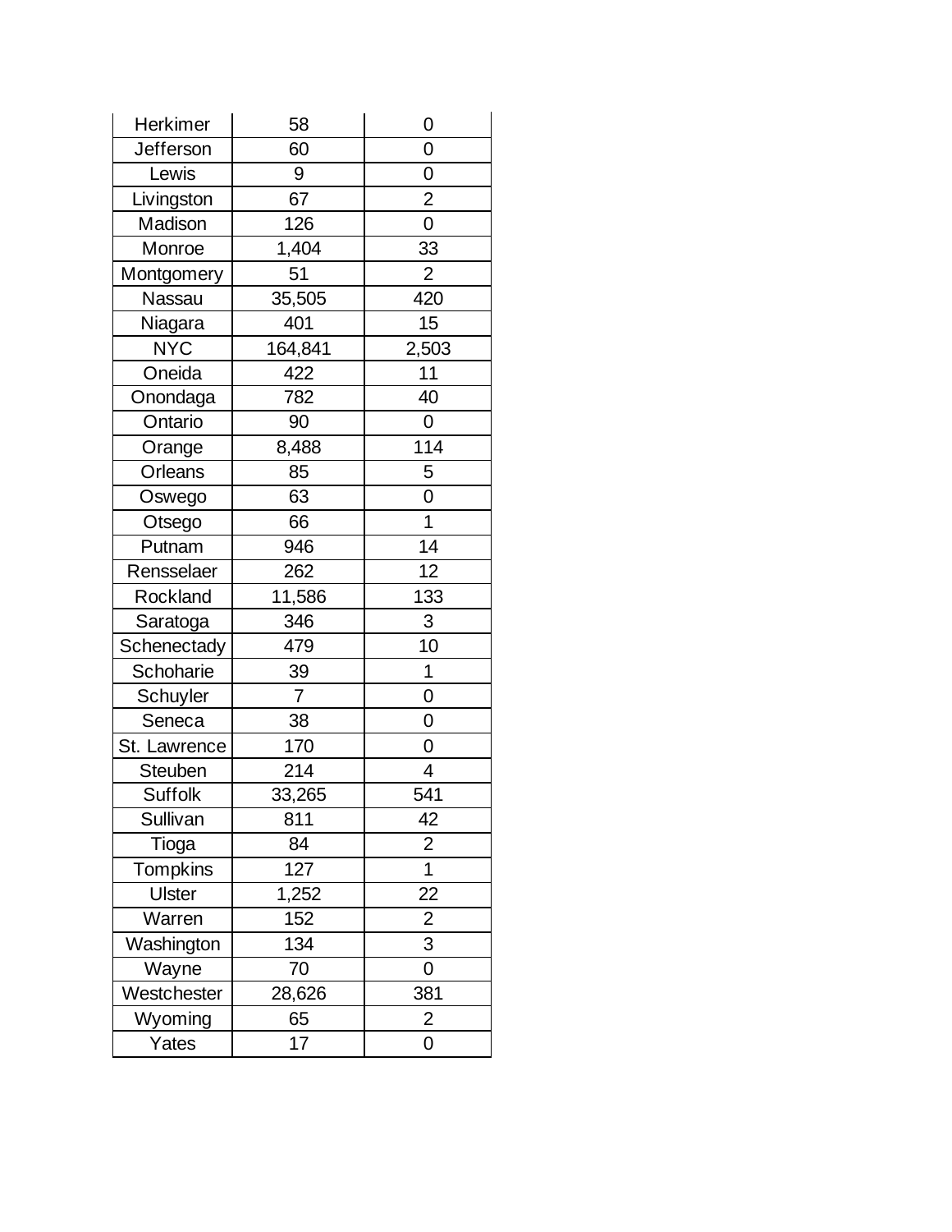| | | |
|---|---|---|
| Herkimer | 58 | 0 |
| Jefferson | 60 | 0 |
| Lewis | 9 | 0 |
| Livingston | 67 | 2 |
| Madison | 126 | 0 |
| Monroe | 1,404 | 33 |
| Montgomery | 51 | 2 |
| Nassau | 35,505 | 420 |
| Niagara | 401 | 15 |
| NYC | 164,841 | 2,503 |
| Oneida | 422 | 11 |
| Onondaga | 782 | 40 |
| Ontario | 90 | 0 |
| Orange | 8,488 | 114 |
| Orleans | 85 | 5 |
| Oswego | 63 | 0 |
| Otsego | 66 | 1 |
| Putnam | 946 | 14 |
| Rensselaer | 262 | 12 |
| Rockland | 11,586 | 133 |
| Saratoga | 346 | 3 |
| Schenectady | 479 | 10 |
| Schoharie | 39 | 1 |
| Schuyler | 7 | 0 |
| Seneca | 38 | 0 |
| St. Lawrence | 170 | 0 |
| Steuben | 214 | 4 |
| Suffolk | 33,265 | 541 |
| Sullivan | 811 | 42 |
| Tioga | 84 | 2 |
| Tompkins | 127 | 1 |
| Ulster | 1,252 | 22 |
| Warren | 152 | 2 |
| Washington | 134 | 3 |
| Wayne | 70 | 0 |
| Westchester | 28,626 | 381 |
| Wyoming | 65 | 2 |
| Yates | 17 | 0 |